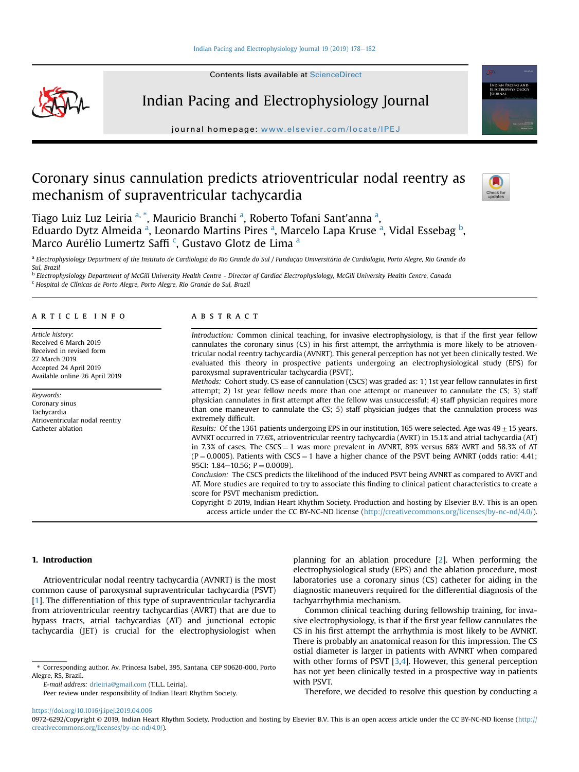Contents lists available at ScienceDirect

# Indian Pacing and Electrophysiology Journal

journal homepage: www.elsevier.com/locate/IPEJ

# Coronary sinus cannulation predicts atrioventricular nodal reentry as mechanism of supraventricular tachycardia

Tiago Luiz Luz Leiria [a, *], Mauricio Branchi [a], Roberto Tofani Sant'anna [a], Eduardo Dytz Almeida [a], Leonardo Martins Pires [a], Marcelo Lapa Kruse [a], Vidal Essebag [b], Marco Aurélio Lumertz Saffi [c], Gustavo Glotz de Lima [a]

[a] *Electrophysiology Department of the Instituto de Cardiologia do Rio Grande do Sul / Fundação Universitária de Cardiologia, Porto Alegre, Rio Grande do Sul, Brazil*
[b] *Electrophysiology Department of McGill University Health Centre - Director of Cardiac Electrophysiology, McGill University Health Centre, Canada*
[c] *Hospital de Clínicas de Porto Alegre, Porto Alegre, Rio Grande do Sul, Brazil*

## ARTICLE INFO

*Article history:*
Received 6 March 2019
Received in revised form
27 March 2019
Accepted 24 April 2019
Available online 26 April 2019

*Keywords:*
Coronary sinus
Tachycardia
Atrioventricular nodal reentry
Catheter ablation

## ABSTRACT

*Introduction:* Common clinical teaching, for invasive electrophysiology, is that if the first year fellow cannulates the coronary sinus (CS) in his first attempt, the arrhythmia is more likely to be atrioventricular nodal reentry tachycardia (AVNRT). This general perception has not yet been clinically tested. We evaluated this theory in prospective patients undergoing an electrophysiological study (EPS) for paroxysmal supraventricular tachycardia (PSVT).

*Methods:* Cohort study. CS ease of cannulation (CSCS) was graded as: 1) 1st year fellow cannulates in first attempt; 2) 1st year fellow needs more than one attempt or maneuver to cannulate the CS; 3) staff physician cannulates in first attempt after the fellow was unsuccessful; 4) staff physician requires more than one maneuver to cannulate the CS; 5) staff physician judges that the cannulation process was extremely difficult.

*Results:* Of the 1361 patients undergoing EPS in our institution, 165 were selected. Age was 49 ± 15 years. AVNRT occurred in 77.6%, atrioventricular reentry tachycardia (AVRT) in 15.1% and atrial tachycardia (AT) in 7.3% of cases. The CSCS = 1 was more prevalent in AVNRT, 89% versus 68% AVRT and 58.3% of AT (P = 0.0005). Patients with CSCS = 1 have a higher chance of the PSVT being AVNRT (odds ratio: 4.41; 95CI: 1.84–10.56; P = 0.0009).

*Conclusion:* The CSCS predicts the likelihood of the induced PSVT being AVNRT as compared to AVRT and AT. More studies are required to try to associate this finding to clinical patient characteristics to create a score for PSVT mechanism prediction.

Copyright © 2019, Indian Heart Rhythm Society. Production and hosting by Elsevier B.V. This is an open access article under the CC BY-NC-ND license (http://creativecommons.org/licenses/by-nc-nd/4.0/).

## 1. Introduction

Atrioventricular nodal reentry tachycardia (AVNRT) is the most common cause of paroxysmal supraventricular tachycardia (PSVT) [1]. The differentiation of this type of supraventricular tachycardia from atrioventricular reentry tachycardias (AVRT) that are due to bypass tracts, atrial tachycardias (AT) and junctional ectopic tachycardia (JET) is crucial for the electrophysiologist when planning for an ablation procedure [2]. When performing the electrophysiological study (EPS) and the ablation procedure, most laboratories use a coronary sinus (CS) catheter for aiding in the diagnostic maneuvers required for the differential diagnosis of the tachyarrhythmia mechanism.

Common clinical teaching during fellowship training, for invasive electrophysiology, is that if the first year fellow cannulates the CS in his first attempt the arrhythmia is most likely to be AVNRT. There is probably an anatomical reason for this impression. The CS ostial diameter is larger in patients with AVNRT when compared with other forms of PSVT [3,4]. However, this general perception has not yet been clinically tested in a prospective way in patients with PSVT.

Therefore, we decided to resolve this question by conducting a

\* Corresponding author. Av. Princesa Isabel, 395, Santana, CEP 90620-000, Porto Alegre, RS, Brazil.

*E-mail address:* drleiria@gmail.com (T.L.L. Leiria).

Peer review under responsibility of Indian Heart Rhythm Society.

https://doi.org/10.1016/j.ipej.2019.04.006

0972-6292/Copyright © 2019, Indian Heart Rhythm Society. Production and hosting by Elsevier B.V. This is an open access article under the CC BY-NC-ND license (http://creativecommons.org/licenses/by-nc-nd/4.0/).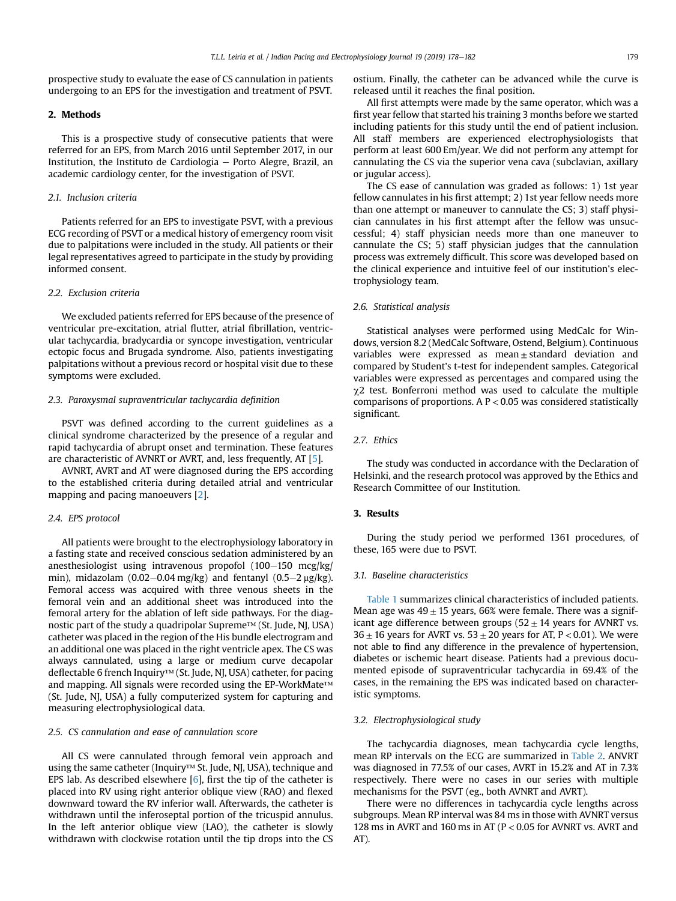prospective study to evaluate the ease of CS cannulation in patients undergoing to an EPS for the investigation and treatment of PSVT.

## 2. Methods

This is a prospective study of consecutive patients that were referred for an EPS, from March 2016 until September 2017, in our Institution, the Instituto de Cardiologia – Porto Alegre, Brazil, an academic cardiology center, for the investigation of PSVT.

### 2.1. Inclusion criteria

Patients referred for an EPS to investigate PSVT, with a previous ECG recording of PSVT or a medical history of emergency room visit due to palpitations were included in the study. All patients or their legal representatives agreed to participate in the study by providing informed consent.

### 2.2. Exclusion criteria

We excluded patients referred for EPS because of the presence of ventricular pre-excitation, atrial flutter, atrial fibrillation, ventricular tachycardia, bradycardia or syncope investigation, ventricular ectopic focus and Brugada syndrome. Also, patients investigating palpitations without a previous record or hospital visit due to these symptoms were excluded.

### 2.3. Paroxysmal supraventricular tachycardia definition

PSVT was defined according to the current guidelines as a clinical syndrome characterized by the presence of a regular and rapid tachycardia of abrupt onset and termination. These features are characteristic of AVNRT or AVRT, and, less frequently, AT [5].

AVNRT, AVRT and AT were diagnosed during the EPS according to the established criteria during detailed atrial and ventricular mapping and pacing manoeuvers [2].

### 2.4. EPS protocol

All patients were brought to the electrophysiology laboratory in a fasting state and received conscious sedation administered by an anesthesiologist using intravenous propofol (100–150 mcg/kg/min), midazolam (0.02–0.04 mg/kg) and fentanyl (0.5–2 μg/kg). Femoral access was acquired with three venous sheets in the femoral vein and an additional sheet was introduced into the femoral artery for the ablation of left side pathways. For the diagnostic part of the study a quadripolar Supreme™ (St. Jude, NJ, USA) catheter was placed in the region of the His bundle electrogram and an additional one was placed in the right ventricle apex. The CS was always cannulated, using a large or medium curve decapolar deflectable 6 french Inquiry™ (St. Jude, NJ, USA) catheter, for pacing and mapping. All signals were recorded using the EP-WorkMate™ (St. Jude, NJ, USA) a fully computerized system for capturing and measuring electrophysiological data.

### 2.5. CS cannulation and ease of cannulation score

All CS were cannulated through femoral vein approach and using the same catheter (Inquiry™ St. Jude, NJ, USA), technique and EPS lab. As described elsewhere [6], first the tip of the catheter is placed into RV using right anterior oblique view (RAO) and flexed downward toward the RV inferior wall. Afterwards, the catheter is withdrawn until the inferoseptal portion of the tricuspid annulus. In the left anterior oblique view (LAO), the catheter is slowly withdrawn with clockwise rotation until the tip drops into the CS ostium. Finally, the catheter can be advanced while the curve is released until it reaches the final position.

All first attempts were made by the same operator, which was a first year fellow that started his training 3 months before we started including patients for this study until the end of patient inclusion. All staff members are experienced electrophysiologists that perform at least 600 Em/year. We did not perform any attempt for cannulating the CS via the superior vena cava (subclavian, axillary or jugular access).

The CS ease of cannulation was graded as follows: 1) 1st year fellow cannulates in his first attempt; 2) 1st year fellow needs more than one attempt or maneuver to cannulate the CS; 3) staff physician cannulates in his first attempt after the fellow was unsuccessful; 4) staff physician needs more than one maneuver to cannulate the CS; 5) staff physician judges that the cannulation process was extremely difficult. This score was developed based on the clinical experience and intuitive feel of our institution's electrophysiology team.

### 2.6. Statistical analysis

Statistical analyses were performed using MedCalc for Windows, version 8.2 (MedCalc Software, Ostend, Belgium). Continuous variables were expressed as mean ± standard deviation and compared by Student's t-test for independent samples. Categorical variables were expressed as percentages and compared using the $\chi 2$ test. Bonferroni method was used to calculate the multiple comparisons of proportions. A $P < 0.05$ was considered statistically significant.

### 2.7. Ethics

The study was conducted in accordance with the Declaration of Helsinki, and the research protocol was approved by the Ethics and Research Committee of our Institution.

## 3. Results

During the study period we performed 1361 procedures, of these, 165 were due to PSVT.

### 3.1. Baseline characteristics

Table 1 summarizes clinical characteristics of included patients. Mean age was 49 ± 15 years, 66% were female. There was a significant age difference between groups (52 ± 14 years for AVNRT vs. 36 ± 16 years for AVRT vs. 53 ± 20 years for AT, $P < 0.01$). We were not able to find any difference in the prevalence of hypertension, diabetes or ischemic heart disease. Patients had a previous documented episode of supraventricular tachycardia in 69.4% of the cases, in the remaining the EPS was indicated based on characteristic symptoms.

### 3.2. Electrophysiological study

The tachycardia diagnoses, mean tachycardia cycle lengths, mean RP intervals on the ECG are summarized in Table 2. ANVRT was diagnosed in 77.5% of our cases, AVRT in 15.2% and AT in 7.3% respectively. There were no cases in our series with multiple mechanisms for the PSVT (eg., both AVNRT and AVRT).

There were no differences in tachycardia cycle lengths across subgroups. Mean RP interval was 84 ms in those with AVNRT versus 128 ms in AVRT and 160 ms in AT ($P < 0.05$ for AVNRT vs. AVRT and AT).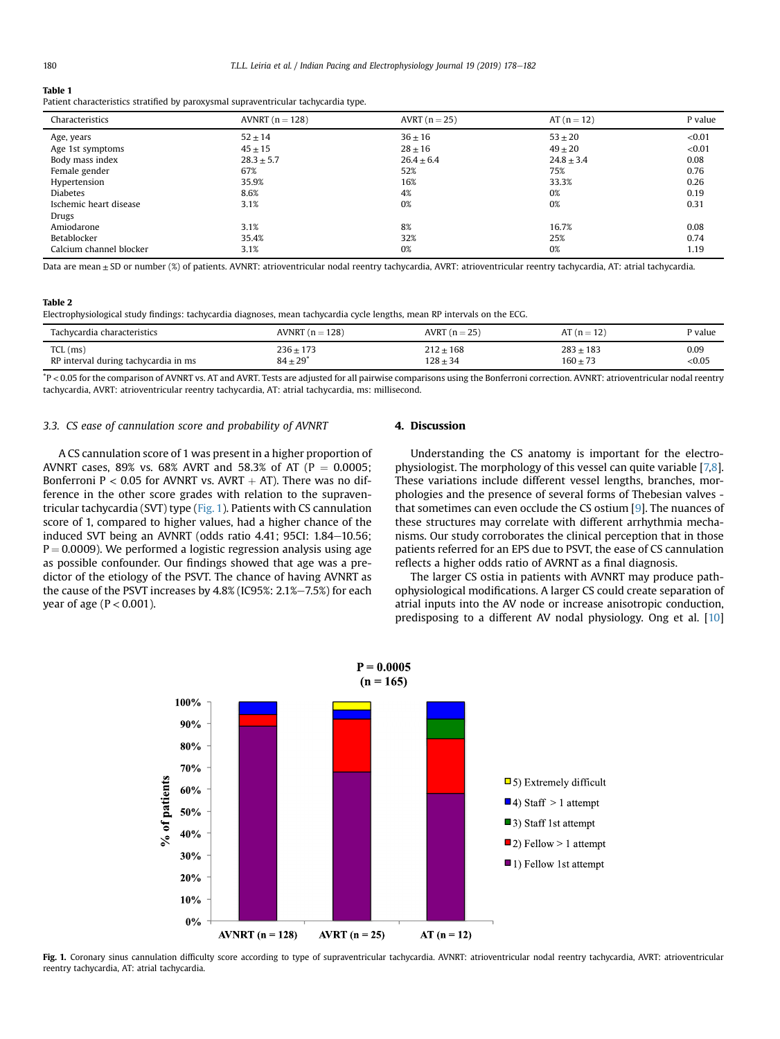**Table 1**
Patient characteristics stratified by paroxysmal supraventricular tachycardia type.

| Characteristics | AVNRT (n = 128) | AVRT (n = 25) | AT (n = 12) | P value |
|---|---|---|---|---|
| Age, years | 52 ± 14 | 36 ± 16 | 53 ± 20 | <0.01 |
| Age 1st symptoms | 45 ± 15 | 28 ± 16 | 49 ± 20 | <0.01 |
| Body mass index | 28.3 ± 5.7 | 26.4 ± 6.4 | 24.8 ± 3.4 | 0.08 |
| Female gender | 67% | 52% | 75% | 0.76 |
| Hypertension | 35.9% | 16% | 33.3% | 0.26 |
| Diabetes | 8.6% | 4% | 0% | 0.19 |
| Ischemic heart disease | 3.1% | 0% | 0% | 0.31 |
| Drugs | | | | |
| Amiodarone | 3.1% | 8% | 16.7% | 0.08 |
| Betablocker | 35.4% | 32% | 25% | 0.74 |
| Calcium channel blocker | 3.1% | 0% | 0% | 1.19 |

Data are mean ± SD or number (%) of patients. AVNRT: atrioventricular nodal reentry tachycardia, AVRT: atrioventricular reentry tachycardia, AT: atrial tachycardia.

**Table 2**
Electrophysiological study findings: tachycardia diagnoses, mean tachycardia cycle lengths, mean RP intervals on the ECG.

| Tachycardia characteristics | AVNRT (n = 128) | AVRT (n = 25) | AT (n = 12) | P value |
|---|---|---|---|---|
| TCL (ms) | 236 ± 173 | 212 ± 168 | 283 ± 183 | 0.09 |
| RP interval during tachycardia in ms | 84 ± 29* | 128 ± 34 | 160 ± 73 | <0.05 |

*P < 0.05 for the comparison of AVNRT vs. AT and AVRT. Tests are adjusted for all pairwise comparisons using the Bonferroni correction. AVNRT: atrioventricular nodal reentry tachycardia, AVRT: atrioventricular reentry tachycardia, AT: atrial tachycardia, ms: millisecond.

### *3.3. CS ease of cannulation score and probability of AVNRT*

A CS cannulation score of 1 was present in a higher proportion of AVNRT cases, 89% vs. 68% AVRT and 58.3% of AT (P = 0.0005; Bonferroni P < 0.05 for AVNRT vs. AVRT + AT). There was no difference in the other score grades with relation to the supraventricular tachycardia (SVT) type (Fig. 1). Patients with CS cannulation score of 1, compared to higher values, had a higher chance of the induced SVT being an AVNRT (odds ratio 4.41; 95CI: 1.84–10.56; P = 0.0009). We performed a logistic regression analysis using age as possible confounder. Our findings showed that age was a predictor of the etiology of the PSVT. The chance of having AVNRT as the cause of the PSVT increases by 4.8% (IC95%: 2.1%–7.5%) for each year of age (P < 0.001).

## 4. Discussion

Understanding the CS anatomy is important for the electrophysiologist. The morphology of this vessel can quite variable [7,8]. These variations include different vessel lengths, branches, morphologies and the presence of several forms of Thebesian valves - that sometimes can even occlude the CS ostium [9]. The nuances of these structures may correlate with different arrhythmia mechanisms. Our study corroborates the clinical perception that in those patients referred for an EPS due to PSVT, the ease of CS cannulation reflects a higher odds ratio of AVNRT as a final diagnosis.

The larger CS ostia in patients with AVNRT may produce pathophysiological modifications. A larger CS could create separation of atrial inputs into the AV node or increase anisotropic conduction, predisposing to a different AV nodal physiology. Ong et al. [10]

**Fig. 1.** Coronary sinus cannulation difficulty score according to type of supraventricular tachycardia. AVNRT: atrioventricular nodal reentry tachycardia, AVRT: atrioventricular reentry tachycardia, AT: atrial tachycardia.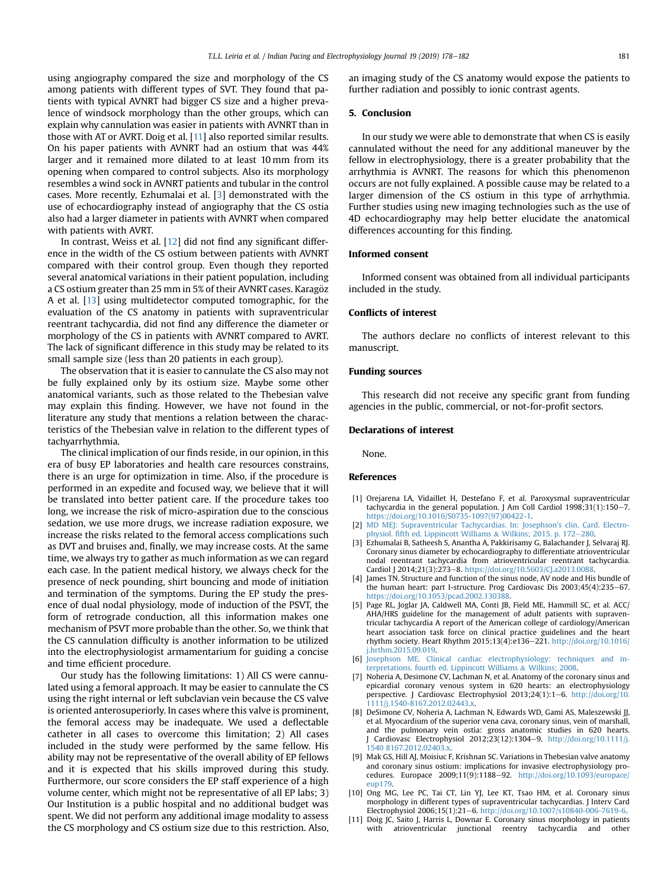using angiography compared the size and morphology of the CS among patients with different types of SVT. They found that patients with typical AVNRT had bigger CS size and a higher prevalence of windsock morphology than the other groups, which can explain why cannulation was easier in patients with AVNRT than in those with AT or AVRT. Doig et al. [11] also reported similar results. On his paper patients with AVNRT had an ostium that was 44% larger and it remained more dilated to at least 10 mm from its opening when compared to control subjects. Also its morphology resembles a wind sock in AVNRT patients and tubular in the control cases. More recently, Ezhumalai et al. [3] demonstrated with the use of echocardiography instead of angiography that the CS ostia also had a larger diameter in patients with AVNRT when compared with patients with AVRT.

In contrast, Weiss et al. [12] did not find any significant difference in the width of the CS ostium between patients with AVNRT compared with their control group. Even though they reported several anatomical variations in their patient population, including a CS ostium greater than 25 mm in 5% of their AVNRT cases. Karagöz A et al. [13] using multidetector computed tomographic, for the evaluation of the CS anatomy in patients with supraventricular reentrant tachycardia, did not find any difference the diameter or morphology of the CS in patients with AVNRT compared to AVRT. The lack of significant difference in this study may be related to its small sample size (less than 20 patients in each group).

The observation that it is easier to cannulate the CS also may not be fully explained only by its ostium size. Maybe some other anatomical variants, such as those related to the Thebesian valve may explain this finding. However, we have not found in the literature any study that mentions a relation between the characteristics of the Thebesian valve in relation to the different types of tachyarrhythmia.

The clinical implication of our finds reside, in our opinion, in this era of busy EP laboratories and health care resources constrains, there is an urge for optimization in time. Also, if the procedure is performed in an expedite and focused way, we believe that it will be translated into better patient care. If the procedure takes too long, we increase the risk of micro-aspiration due to the conscious sedation, we use more drugs, we increase radiation exposure, we increase the risks related to the femoral access complications such as DVT and bruises and, finally, we may increase costs. At the same time, we always try to gather as much information as we can regard each case. In the patient medical history, we always check for the presence of neck pounding, shirt bouncing and mode of initiation and termination of the symptoms. During the EP study the presence of dual nodal physiology, mode of induction of the PSVT, the form of retrograde conduction, all this information makes one mechanism of PSVT more probable than the other. So, we think that the CS cannulation difficulty is another information to be utilized into the electrophysiologist armamentarium for guiding a concise and time efficient procedure.

Our study has the following limitations: 1) All CS were cannulated using a femoral approach. It may be easier to cannulate the CS using the right internal or left subclavian vein because the CS valve is oriented anterosuperiorly. In cases where this valve is prominent, the femoral access may be inadequate. We used a deflectable catheter in all cases to overcome this limitation; 2) All cases included in the study were performed by the same fellow. His ability may not be representative of the overall ability of EP fellows and it is expected that his skills improved during this study. Furthermore, our score considers the EP staff experience of a high volume center, which might not be representative of all EP labs; 3) Our Institution is a public hospital and no additional budget was spent. We did not perform any additional image modality to assess the CS morphology and CS ostium size due to this restriction. Also, an imaging study of the CS anatomy would expose the patients to further radiation and possibly to ionic contrast agents.

## 5. Conclusion

In our study we were able to demonstrate that when CS is easily cannulated without the need for any additional maneuver by the fellow in electrophysiology, there is a greater probability that the arrhythmia is AVNRT. The reasons for which this phenomenon occurs are not fully explained. A possible cause may be related to a larger dimension of the CS ostium in this type of arrhythmia. Further studies using new imaging technologies such as the use of 4D echocardiography may help better elucidate the anatomical differences accounting for this finding.

## Informed consent

Informed consent was obtained from all individual participants included in the study.

## Conflicts of interest

The authors declare no conflicts of interest relevant to this manuscript.

## Funding sources

This research did not receive any specific grant from funding agencies in the public, commercial, or not-for-profit sectors.

## Declarations of interest

None.

## References

[1] Orejarena LA, Vidaillet H, Destefano F, et al. Paroxysmal supraventricular tachycardia in the general population. J Am Coll Cardiol 1998;31(1):150–7. https://doi.org/10.1016/S0735-1097(97)00422-1.

[2] MD MEJ: Supraventricular Tachycardias. In: Josephson's clin. Card. Electrophysiol. fifth ed. Lippincott Williams & Wilkins; 2015. p. 172–280.

[3] Ezhumalai B, Satheesh S, Anantha A, Pakkirisamy G, Balachander J, Selvaraj RJ. Coronary sinus diameter by echocardiography to differentiate atrioventricular nodal reentrant tachycardia from atrioventricular reentrant tachycardia. Cardiol J 2014;21(3):273–8. https://doi.org/10.5603/CJ.a2013.0088.

[4] James TN. Structure and function of the sinus node, AV node and His bundle of the human heart: part I-structure. Prog Cardiovasc Dis 2003;45(4):235–67. https://doi.org/10.1053/pcad.2002.130388.

[5] Page RL, Joglar JA, Caldwell MA, Conti JB, Field ME, Hammill SC, et al. ACC/AHA/HRS guideline for the management of adult patients with supraventricular tachycardia A report of the American college of cardiology/American heart association task force on clinical practice guidelines and the heart rhythm society. Heart Rhythm 2015;13(4):e136–221. http://doi.org/10.1016/j.hrthm.2015.09.019.

[6] Josephson ME. Clinical cardiac electrophysiology: techniques and interpretations. fourth ed. Lippincott Williams & Wilkins; 2008.

[7] Noheria A, Desimone CV, Lachman N, et al. Anatomy of the coronary sinus and epicardial coronary venous system in 620 hearts: an electrophysiology perspective. J Cardiovasc Electrophysiol 2013;24(1):1–6. http://doi.org/10.1111/j.1540-8167.2012.02443.x.

[8] DeSimone CV, Noheria A, Lachman N, Edwards WD, Gami AS, Maleszewski JJ, et al. Myocardium of the superior vena cava, coronary sinus, vein of marshall, and the pulmonary vein ostia: gross anatomic studies in 620 hearts. J Cardiovasc Electrophysiol 2012;23(12):1304–9. http://doi.org/10.1111/j.1540 8167.2012.02403.x.

[9] Mak GS, Hill AJ, Moisiuc F, Krishnan SC. Variations in Thebesian valve anatomy and coronary sinus ostium: implications for invasive electrophysiology procedures. Europace 2009;11(9):1188–92. http://doi.org/10.1093/europace/eup179.

[10] Ong MG, Lee PC, Tai CT, Lin YJ, Lee KT, Tsao HM, et al. Coronary sinus morphology in different types of supraventricular tachycardias. J Interv Card Electrophysiol 2006;15(1):21–6. http://doi.org/10.1007/s10840-006-7619-6.

[11] Doig JC, Saito J, Harris L, Downar E. Coronary sinus morphology in patients with atrioventricular junctional reentry tachycardia and other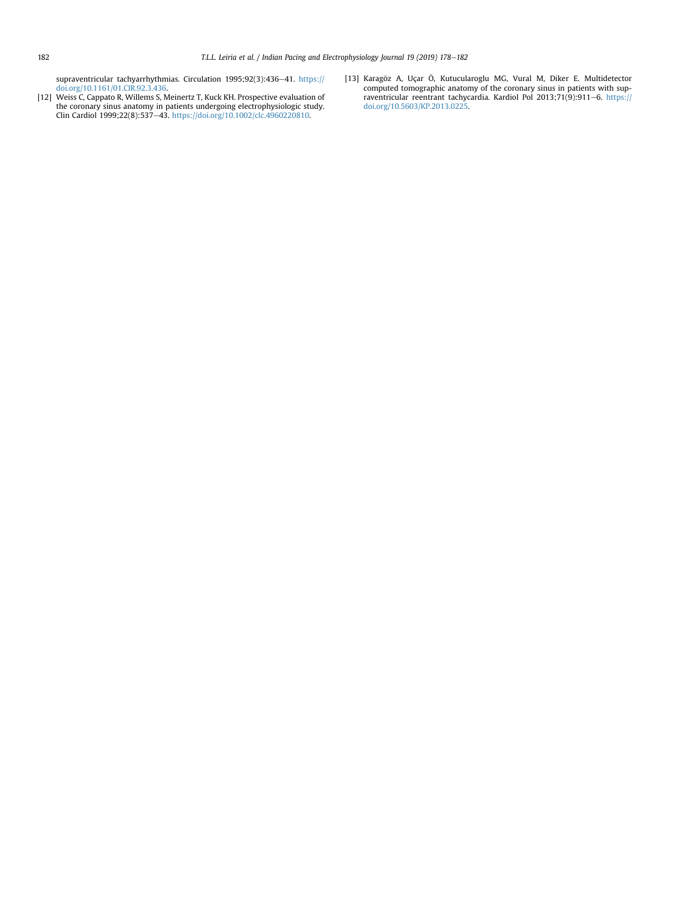supraventricular tachyarrhythmias. Circulation 1995;92(3):436–41. https://doi.org/10.1161/01.CIR.92.3.436.

[12] Weiss C, Cappato R, Willems S, Meinertz T, Kuck KH. Prospective evaluation of the coronary sinus anatomy in patients undergoing electrophysiologic study. Clin Cardiol 1999;22(8):537–43. https://doi.org/10.1002/clc.4960220810.

[13] Karagöz A, Uçar Ö, Kutucularoglu MG, Vural M, Diker E. Multidetector computed tomographic anatomy of the coronary sinus in patients with supraventricular reentrant tachycardia. Kardiol Pol 2013;71(9):911–6. https://doi.org/10.5603/KP.2013.0225.